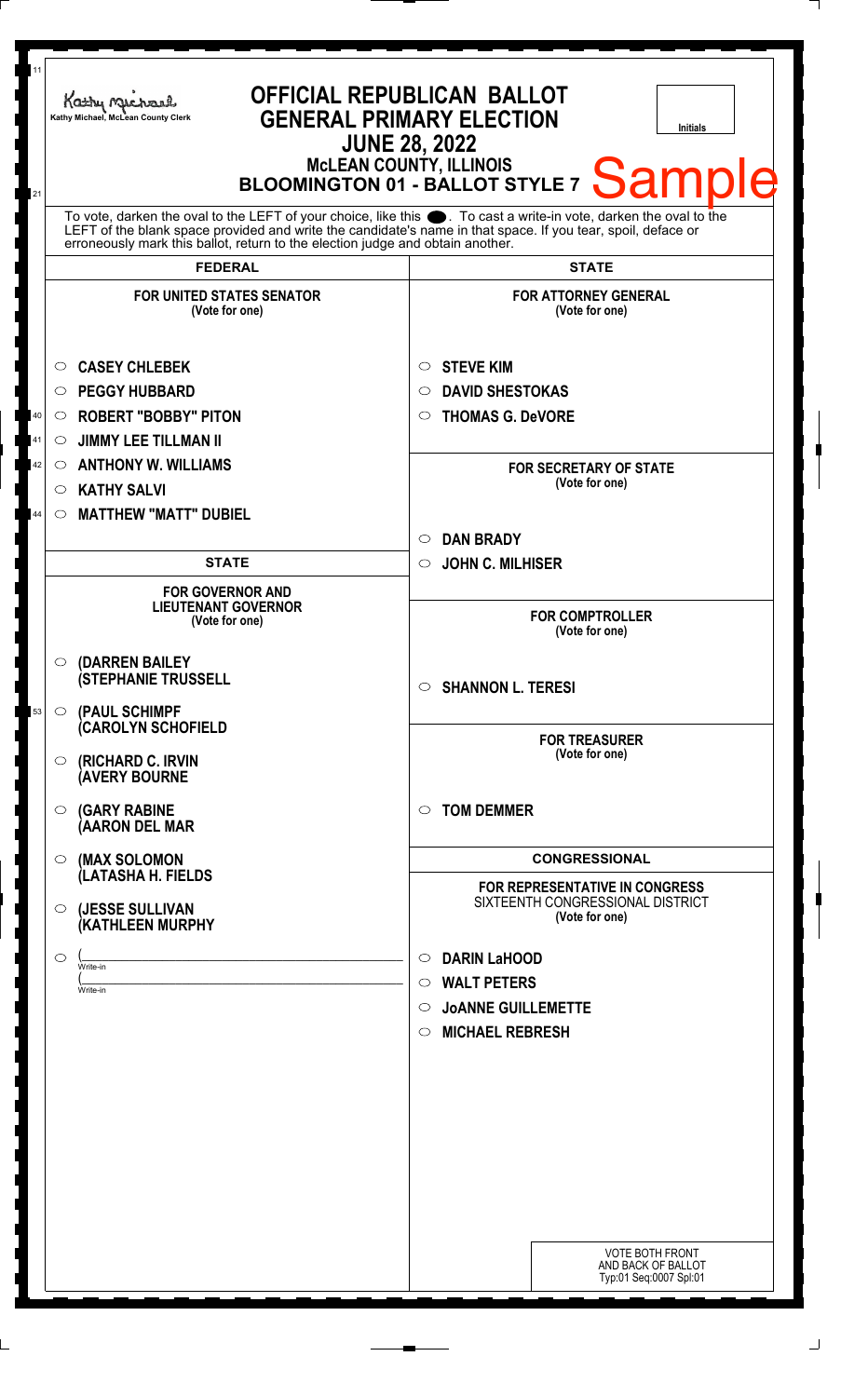Kathy Michael, McLean County Clerk

# OFFICIAL REPUBLICAN BALLOT
## GENERAL PRIMARY ELECTION
## JUNE 28, 2022
### McLEAN COUNTY, ILLINOIS
### BLOOMINGTON 01 - BALLOT STYLE 7

Sample

Initials

To vote, darken the oval to the LEFT of your choice, like this ●. To cast a write-in vote, darken the oval to the LEFT of the blank space provided and write the candidate's name in that space. If you tear, spoil, deface or erroneously mark this ballot, return to the election judge and obtain another.

## FEDERAL

**FOR UNITED STATES SENATOR**
(Vote for one)

- ○ CASEY CHLEBEK
- ○ PEGGY HUBBARD
- ○ ROBERT "BOBBY" PITON
- ○ JIMMY LEE TILLMAN II
- ○ ANTHONY W. WILLIAMS
- ○ KATHY SALVI
- ○ MATTHEW "MATT" DUBIEL

## STATE

**FOR GOVERNOR AND LIEUTENANT GOVERNOR**
(Vote for one)

- ○ (DARREN BAILEY (STEPHANIE TRUSSELL
- ○ (PAUL SCHIMPF (CAROLYN SCHOFIELD
- ○ (RICHARD C. IRVIN (AVERY BOURNE
- ○ (GARY RABINE (AARON DEL MAR
- ○ (MAX SOLOMON (LATASHA H. FIELDS
- ○ (JESSE SULLIVAN (KATHLEEN MURPHY
- ○ (\_\_\_\_\_\_\_\_\_\_ Write-in (\_\_\_\_\_\_\_\_\_\_ Write-in

## STATE

**FOR ATTORNEY GENERAL**
(Vote for one)

- ○ STEVE KIM
- ○ DAVID SHESTOKAS
- ○ THOMAS G. DeVORE

**FOR SECRETARY OF STATE**
(Vote for one)

- ○ DAN BRADY
- ○ JOHN C. MILHISER

**FOR COMPTROLLER**
(Vote for one)

- ○ SHANNON L. TERESI

**FOR TREASURER**
(Vote for one)

- ○ TOM DEMMER

## CONGRESSIONAL

**FOR REPRESENTATIVE IN CONGRESS**
SIXTEENTH CONGRESSIONAL DISTRICT
(Vote for one)

- ○ DARIN LaHOOD
- ○ WALT PETERS
- ○ JoANNE GUILLEMETTE
- ○ MICHAEL REBRESH

VOTE BOTH FRONT AND BACK OF BALLOT
Typ:01 Seq:0007 Spl:01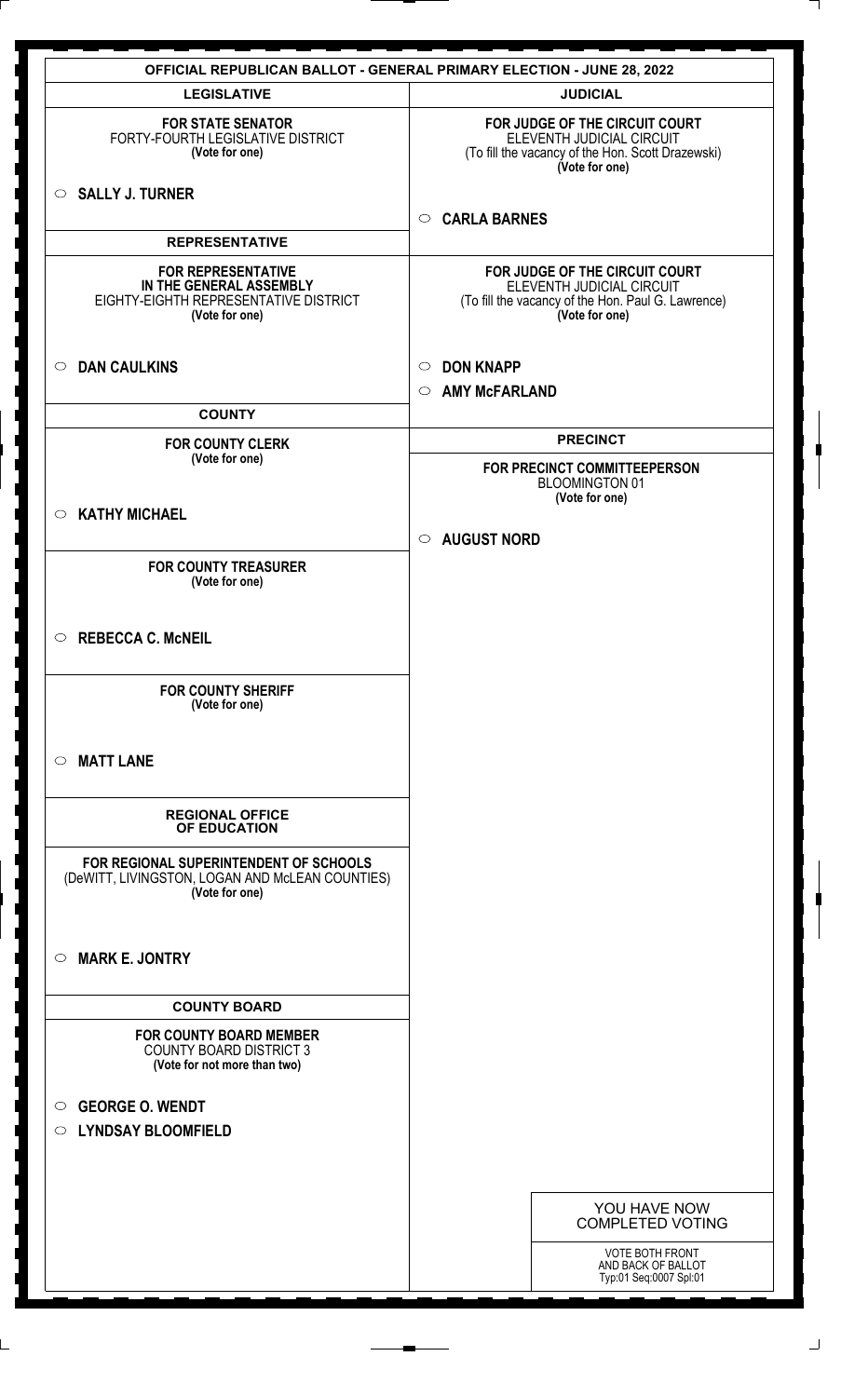# OFFICIAL REPUBLICAN BALLOT - GENERAL PRIMARY ELECTION - JUNE 28, 2022

## LEGISLATIVE

**FOR STATE SENATOR**
FORTY-FOURTH LEGISLATIVE DISTRICT
**(Vote for one)**

○ **SALLY J. TURNER**

## REPRESENTATIVE

**FOR REPRESENTATIVE IN THE GENERAL ASSEMBLY**
EIGHTY-EIGHTH REPRESENTATIVE DISTRICT
**(Vote for one)**

○ **DAN CAULKINS**

## COUNTY

**FOR COUNTY CLERK**
**(Vote for one)**

○ **KATHY MICHAEL**

**FOR COUNTY TREASURER**
**(Vote for one)**

○ **REBECCA C. McNEIL**

**FOR COUNTY SHERIFF**
**(Vote for one)**

○ **MATT LANE**

## REGIONAL OFFICE OF EDUCATION

**FOR REGIONAL SUPERINTENDENT OF SCHOOLS**
(DeWITT, LIVINGSTON, LOGAN AND McLEAN COUNTIES)
**(Vote for one)**

○ **MARK E. JONTRY**

## COUNTY BOARD

**FOR COUNTY BOARD MEMBER**
COUNTY BOARD DISTRICT 3
**(Vote for not more than two)**

○ **GEORGE O. WENDT**

○ **LYNDSAY BLOOMFIELD**

## JUDICIAL

**FOR JUDGE OF THE CIRCUIT COURT**
ELEVENTH JUDICIAL CIRCUIT
(To fill the vacancy of the Hon. Scott Drazewski)
**(Vote for one)**

○ **CARLA BARNES**

**FOR JUDGE OF THE CIRCUIT COURT**
ELEVENTH JUDICIAL CIRCUIT
(To fill the vacancy of the Hon. Paul G. Lawrence)
**(Vote for one)**

○ **DON KNAPP**

○ **AMY McFARLAND**

## PRECINCT

**FOR PRECINCT COMMITTEEPERSON**
BLOOMINGTON 01
**(Vote for one)**

○ **AUGUST NORD**

YOU HAVE NOW COMPLETED VOTING

VOTE BOTH FRONT AND BACK OF BALLOT
Typ:01 Seq:0007 Spl:01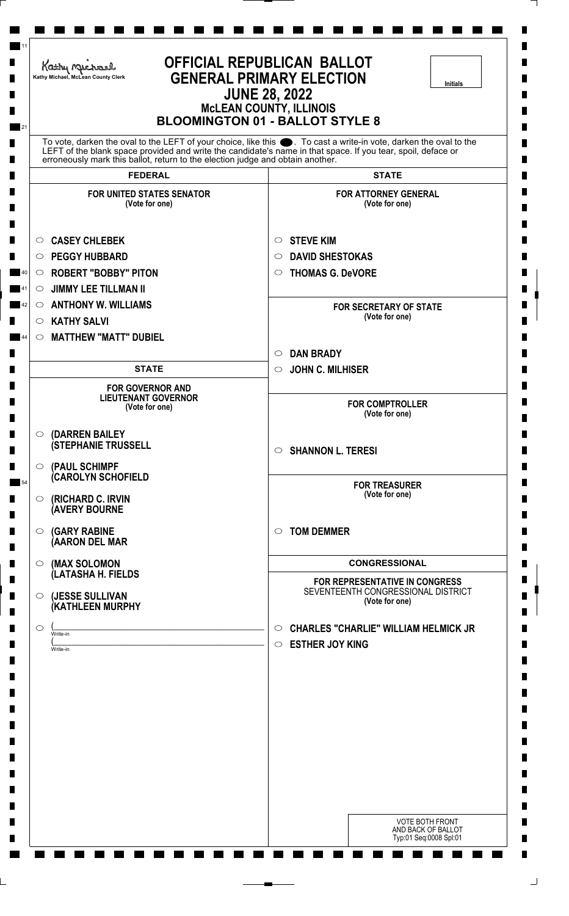Kathy Michael, McLean County Clerk

# OFFICIAL REPUBLICAN BALLOT
# GENERAL PRIMARY ELECTION
## JUNE 28, 2022
## McLEAN COUNTY, ILLINOIS
## BLOOMINGTON 01 - BALLOT STYLE 8

Initials

To vote, darken the oval to the LEFT of your choice, like this ●. To cast a write-in vote, darken the oval to the LEFT of the blank space provided and write the candidate's name in that space. If you tear, spoil, deface or erroneously mark this ballot, return to the election judge and obtain another.

## FEDERAL

### FOR UNITED STATES SENATOR
(Vote for one)

- ○ CASEY CHLEBEK
- ○ PEGGY HUBBARD
- ○ ROBERT "BOBBY" PITON
- ○ JIMMY LEE TILLMAN II
- ○ ANTHONY W. WILLIAMS
- ○ KATHY SALVI
- ○ MATTHEW "MATT" DUBIEL

## STATE

### FOR GOVERNOR AND LIEUTENANT GOVERNOR
(Vote for one)

- ○ (DARREN BAILEY (STEPHANIE TRUSSELL
- ○ (PAUL SCHIMPF (CAROLYN SCHOFIELD
- ○ (RICHARD C. IRVIN (AVERY BOURNE
- ○ (GARY RABINE (AARON DEL MAR
- ○ (MAX SOLOMON (LATASHA H. FIELDS
- ○ (JESSE SULLIVAN (KATHLEEN MURPHY
- ○ (\_\_\_\_\_\_\_\_\_\_ Write-in (\_\_\_\_\_\_\_\_\_\_ Write-in

## STATE

### FOR ATTORNEY GENERAL
(Vote for one)

- ○ STEVE KIM
- ○ DAVID SHESTOKAS
- ○ THOMAS G. DeVORE

### FOR SECRETARY OF STATE
(Vote for one)

- ○ DAN BRADY
- ○ JOHN C. MILHISER

### FOR COMPTROLLER
(Vote for one)

- ○ SHANNON L. TERESI

### FOR TREASURER
(Vote for one)

- ○ TOM DEMMER

## CONGRESSIONAL

### FOR REPRESENTATIVE IN CONGRESS
SEVENTEENTH CONGRESSIONAL DISTRICT
(Vote for one)

- ○ CHARLES "CHARLIE" WILLIAM HELMICK JR
- ○ ESTHER JOY KING

VOTE BOTH FRONT AND BACK OF BALLOT
Typ:01 Seq:0008 Spl:01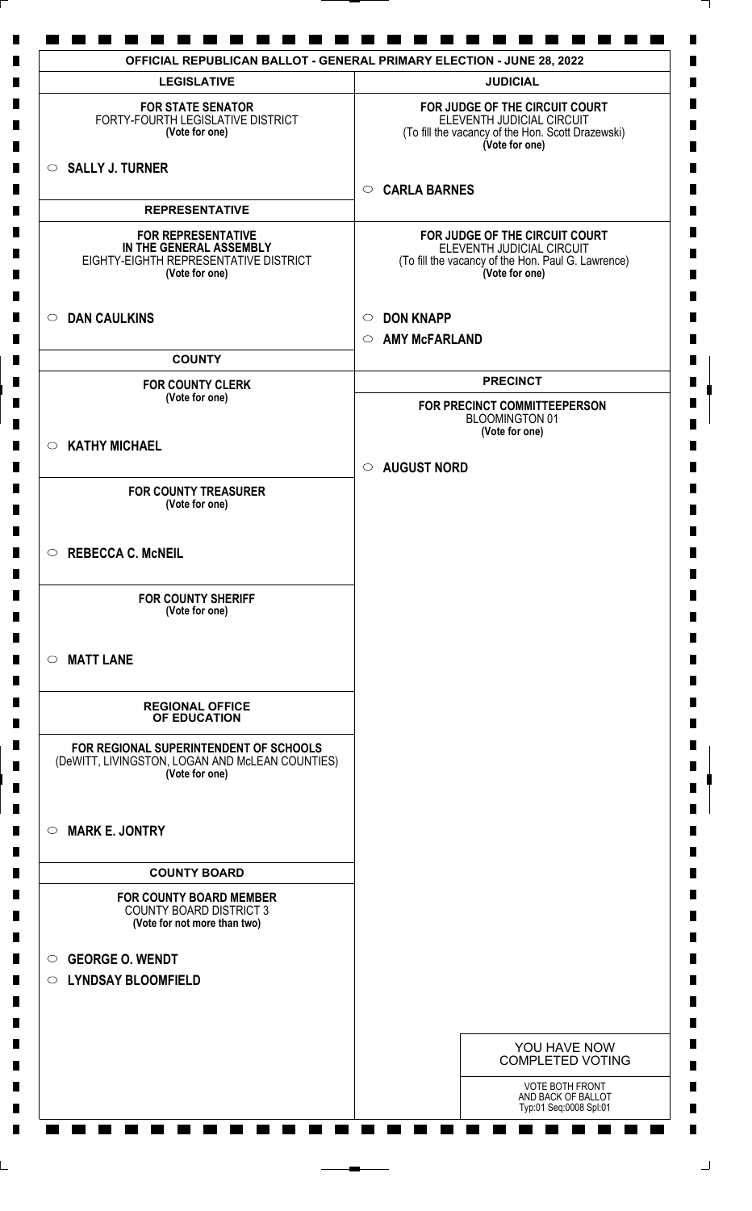# OFFICIAL REPUBLICAN BALLOT - GENERAL PRIMARY ELECTION - JUNE 28, 2022

## LEGISLATIVE

**FOR STATE SENATOR**
FORTY-FOURTH LEGISLATIVE DISTRICT
**(Vote for one)**

- ○ **SALLY J. TURNER**

## REPRESENTATIVE

**FOR REPRESENTATIVE IN THE GENERAL ASSEMBLY**
EIGHTY-EIGHTH REPRESENTATIVE DISTRICT
**(Vote for one)**

- ○ **DAN CAULKINS**

## COUNTY

**FOR COUNTY CLERK**
**(Vote for one)**

- ○ **KATHY MICHAEL**

**FOR COUNTY TREASURER**
**(Vote for one)**

- ○ **REBECCA C. McNEIL**

**FOR COUNTY SHERIFF**
**(Vote for one)**

- ○ **MATT LANE**

## REGIONAL OFFICE OF EDUCATION

**FOR REGIONAL SUPERINTENDENT OF SCHOOLS**
(DeWITT, LIVINGSTON, LOGAN AND McLEAN COUNTIES)
**(Vote for one)**

- ○ **MARK E. JONTRY**

## COUNTY BOARD

**FOR COUNTY BOARD MEMBER**
COUNTY BOARD DISTRICT 3
**(Vote for not more than two)**

- ○ **GEORGE O. WENDT**
- ○ **LYNDSAY BLOOMFIELD**

## JUDICIAL

**FOR JUDGE OF THE CIRCUIT COURT**
ELEVENTH JUDICIAL CIRCUIT
(To fill the vacancy of the Hon. Scott Drazewski)
**(Vote for one)**

- ○ **CARLA BARNES**

**FOR JUDGE OF THE CIRCUIT COURT**
ELEVENTH JUDICIAL CIRCUIT
(To fill the vacancy of the Hon. Paul G. Lawrence)
**(Vote for one)**

- ○ **DON KNAPP**
- ○ **AMY McFARLAND**

## PRECINCT

**FOR PRECINCT COMMITTEEPERSON**
BLOOMINGTON 01
**(Vote for one)**

- ○ **AUGUST NORD**

YOU HAVE NOW COMPLETED VOTING

VOTE BOTH FRONT AND BACK OF BALLOT
Typ:01 Seq:0008 Spl:01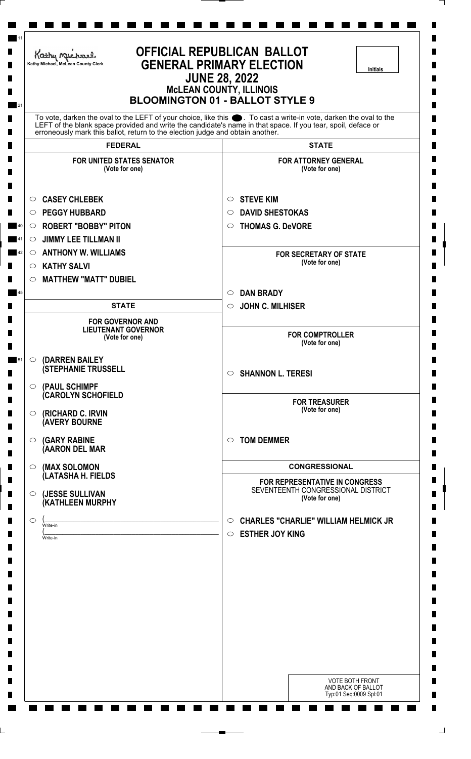Kathy Michael, McLean County Clerk

# OFFICIAL REPUBLICAN BALLOT
## GENERAL PRIMARY ELECTION
## JUNE 28, 2022
### McLEAN COUNTY, ILLINOIS
### BLOOMINGTON 01 - BALLOT STYLE 9

Initials

To vote, darken the oval to the LEFT of your choice, like this ⬤. To cast a write-in vote, darken the oval to the LEFT of the blank space provided and write the candidate's name in that space. If you tear, spoil, deface or erroneously mark this ballot, return to the election judge and obtain another.

## FEDERAL

**FOR UNITED STATES SENATOR**
(Vote for one)

- ○ CASEY CHLEBEK
- ○ PEGGY HUBBARD
- ○ ROBERT "BOBBY" PITON
- ○ JIMMY LEE TILLMAN II
- ○ ANTHONY W. WILLIAMS
- ○ KATHY SALVI
- ○ MATTHEW "MATT" DUBIEL

## STATE

**FOR GOVERNOR AND LIEUTENANT GOVERNOR**
(Vote for one)

- ○ (DARREN BAILEY
  (STEPHANIE TRUSSELL
- ○ (PAUL SCHIMPF
  (CAROLYN SCHOFIELD
- ○ (RICHARD C. IRVIN
  (AVERY BOURNE
- ○ (GARY RABINE
  (AARON DEL MAR
- ○ (MAX SOLOMON
  (LATASHA H. FIELDS
- ○ (JESSE SULLIVAN
  (KATHLEEN MURPHY
- ○ (\_\_\_\_\_\_\_\_\_\_ Write-in
  (\_\_\_\_\_\_\_\_\_\_ Write-in

## STATE

**FOR ATTORNEY GENERAL**
(Vote for one)

- ○ STEVE KIM
- ○ DAVID SHESTOKAS
- ○ THOMAS G. DeVORE

**FOR SECRETARY OF STATE**
(Vote for one)

- ○ DAN BRADY
- ○ JOHN C. MILHISER

**FOR COMPTROLLER**
(Vote for one)

- ○ SHANNON L. TERESI

**FOR TREASURER**
(Vote for one)

- ○ TOM DEMMER

## CONGRESSIONAL

**FOR REPRESENTATIVE IN CONGRESS**
SEVENTEENTH CONGRESSIONAL DISTRICT
(Vote for one)

- ○ CHARLES "CHARLIE" WILLIAM HELMICK JR
- ○ ESTHER JOY KING

VOTE BOTH FRONT AND BACK OF BALLOT
Typ:01 Seq:0009 Spl:01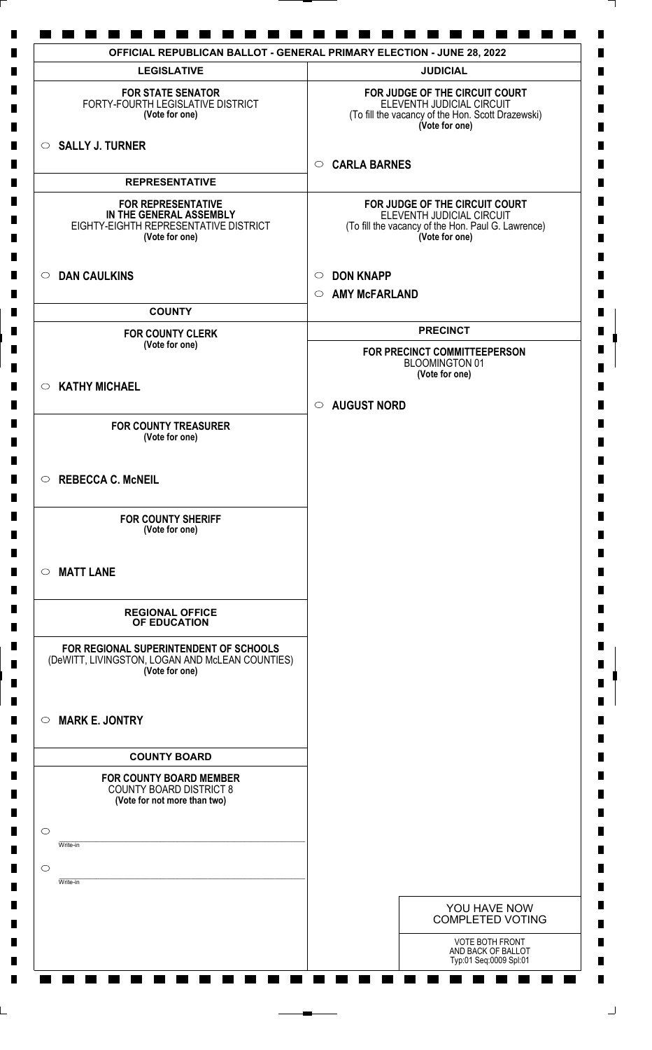# OFFICIAL REPUBLICAN BALLOT - GENERAL PRIMARY ELECTION - JUNE 28, 2022

## LEGISLATIVE

**FOR STATE SENATOR**
FORTY-FOURTH LEGISLATIVE DISTRICT
**(Vote for one)**

○ **SALLY J. TURNER**

## REPRESENTATIVE

**FOR REPRESENTATIVE IN THE GENERAL ASSEMBLY**
EIGHTY-EIGHTH REPRESENTATIVE DISTRICT
**(Vote for one)**

○ **DAN CAULKINS**

## COUNTY

**FOR COUNTY CLERK**
**(Vote for one)**

○ **KATHY MICHAEL**

**FOR COUNTY TREASURER**
**(Vote for one)**

○ **REBECCA C. McNEIL**

**FOR COUNTY SHERIFF**
**(Vote for one)**

○ **MATT LANE**

## REGIONAL OFFICE OF EDUCATION

**FOR REGIONAL SUPERINTENDENT OF SCHOOLS**
(DeWITT, LIVINGSTON, LOGAN AND McLEAN COUNTIES)
**(Vote for one)**

○ **MARK E. JONTRY**

## COUNTY BOARD

**FOR COUNTY BOARD MEMBER**
COUNTY BOARD DISTRICT 8
**(Vote for not more than two)**

○ ____________________
Write-in

○ ____________________
Write-in

## JUDICIAL

**FOR JUDGE OF THE CIRCUIT COURT**
ELEVENTH JUDICIAL CIRCUIT
(To fill the vacancy of the Hon. Scott Drazewski)
**(Vote for one)**

○ **CARLA BARNES**

**FOR JUDGE OF THE CIRCUIT COURT**
ELEVENTH JUDICIAL CIRCUIT
(To fill the vacancy of the Hon. Paul G. Lawrence)
**(Vote for one)**

○ **DON KNAPP**

○ **AMY McFARLAND**

## PRECINCT

**FOR PRECINCT COMMITTEEPERSON**
BLOOMINGTON 01
**(Vote for one)**

○ **AUGUST NORD**

YOU HAVE NOW COMPLETED VOTING

VOTE BOTH FRONT AND BACK OF BALLOT
Typ:01 Seq:0009 Spl:01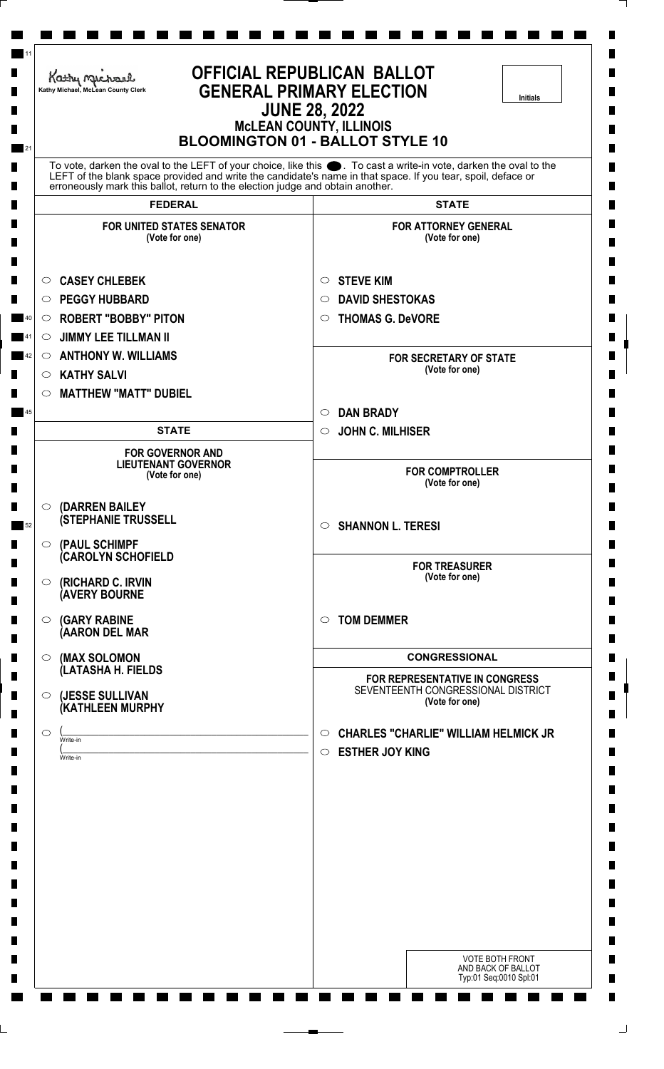Kathy Michael, McLean County Clerk

# OFFICIAL REPUBLICAN BALLOT
# GENERAL PRIMARY ELECTION
## JUNE 28, 2022
### McLEAN COUNTY, ILLINOIS
### BLOOMINGTON 01 - BALLOT STYLE 10

Initials

To vote, darken the oval to the LEFT of your choice, like this ⬤. To cast a write-in vote, darken the oval to the LEFT of the blank space provided and write the candidate's name in that space. If you tear, spoil, deface or erroneously mark this ballot, return to the election judge and obtain another.

## FEDERAL

**FOR UNITED STATES SENATOR**
(Vote for one)

- ○ CASEY CHLEBEK
- ○ PEGGY HUBBARD
- ○ ROBERT "BOBBY" PITON
- ○ JIMMY LEE TILLMAN II
- ○ ANTHONY W. WILLIAMS
- ○ KATHY SALVI
- ○ MATTHEW "MATT" DUBIEL

## STATE

**FOR GOVERNOR AND LIEUTENANT GOVERNOR**
(Vote for one)

- ○ (DARREN BAILEY
  (STEPHANIE TRUSSELL
- ○ (PAUL SCHIMPF
  (CAROLYN SCHOFIELD
- ○ (RICHARD C. IRVIN
  (AVERY BOURNE
- ○ (GARY RABINE
  (AARON DEL MAR
- ○ (MAX SOLOMON
  (LATASHA H. FIELDS
- ○ (JESSE SULLIVAN
  (KATHLEEN MURPHY
- ○ (______________________ Write-in
  (______________________ Write-in

## STATE

**FOR ATTORNEY GENERAL**
(Vote for one)

- ○ STEVE KIM
- ○ DAVID SHESTOKAS
- ○ THOMAS G. DeVORE

**FOR SECRETARY OF STATE**
(Vote for one)

- ○ DAN BRADY
- ○ JOHN C. MILHISER

**FOR COMPTROLLER**
(Vote for one)

- ○ SHANNON L. TERESI

**FOR TREASURER**
(Vote for one)

- ○ TOM DEMMER

## CONGRESSIONAL

**FOR REPRESENTATIVE IN CONGRESS**
SEVENTEENTH CONGRESSIONAL DISTRICT
(Vote for one)

- ○ CHARLES "CHARLIE" WILLIAM HELMICK JR
- ○ ESTHER JOY KING

VOTE BOTH FRONT AND BACK OF BALLOT
Typ:01 Seq:0010 Spl:01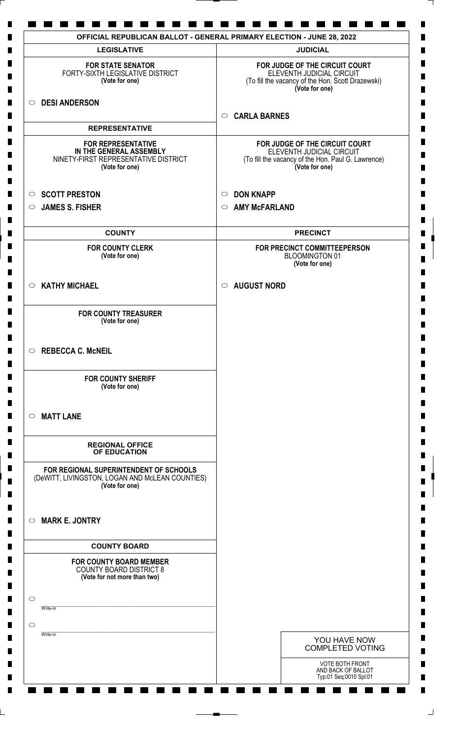# OFFICIAL REPUBLICAN BALLOT - GENERAL PRIMARY ELECTION - JUNE 28, 2022

## LEGISLATIVE

**FOR STATE SENATOR**
FORTY-SIXTH LEGISLATIVE DISTRICT
**(Vote for one)**

- ○ **DESI ANDERSON**

## REPRESENTATIVE

**FOR REPRESENTATIVE IN THE GENERAL ASSEMBLY**
NINETY-FIRST REPRESENTATIVE DISTRICT
**(Vote for one)**

- ○ **SCOTT PRESTON**
- ○ **JAMES S. FISHER**

## COUNTY

**FOR COUNTY CLERK**
**(Vote for one)**

- ○ **KATHY MICHAEL**

**FOR COUNTY TREASURER**
**(Vote for one)**

- ○ **REBECCA C. McNEIL**

**FOR COUNTY SHERIFF**
**(Vote for one)**

- ○ **MATT LANE**

## REGIONAL OFFICE OF EDUCATION

**FOR REGIONAL SUPERINTENDENT OF SCHOOLS**
(DeWITT, LIVINGSTON, LOGAN AND McLEAN COUNTIES)
**(Vote for one)**

- ○ **MARK E. JONTRY**

## COUNTY BOARD

**FOR COUNTY BOARD MEMBER**
COUNTY BOARD DISTRICT 8
**(Vote for not more than two)**

- ○ ____________________ Write-in
- ○ ____________________ Write-in

## JUDICIAL

**FOR JUDGE OF THE CIRCUIT COURT**
ELEVENTH JUDICIAL CIRCUIT
(To fill the vacancy of the Hon. Scott Drazewski)
**(Vote for one)**

- ○ **CARLA BARNES**

**FOR JUDGE OF THE CIRCUIT COURT**
ELEVENTH JUDICIAL CIRCUIT
(To fill the vacancy of the Hon. Paul G. Lawrence)
**(Vote for one)**

- ○ **DON KNAPP**
- ○ **AMY McFARLAND**

## PRECINCT

**FOR PRECINCT COMMITTEEPERSON**
BLOOMINGTON 01
**(Vote for one)**

- ○ **AUGUST NORD**

YOU HAVE NOW COMPLETED VOTING

VOTE BOTH FRONT AND BACK OF BALLOT
Typ:01 Seq:0010 Spl:01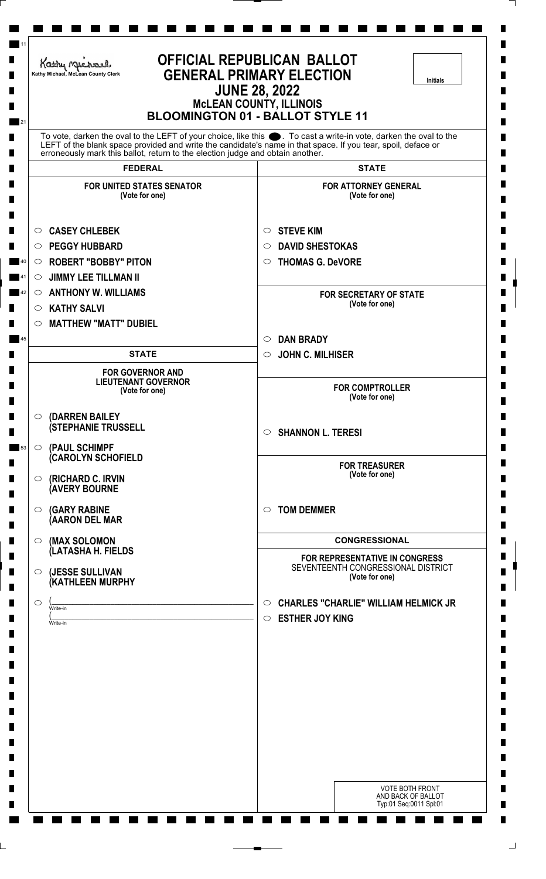Kathy Michael, McLean County Clerk

# OFFICIAL REPUBLICAN BALLOT
# GENERAL PRIMARY ELECTION
## JUNE 28, 2022
### McLEAN COUNTY, ILLINOIS
### BLOOMINGTON 01 - BALLOT STYLE 11

Initials

To vote, darken the oval to the LEFT of your choice, like this ●. To cast a write-in vote, darken the oval to the LEFT of the blank space provided and write the candidate's name in that space. If you tear, spoil, deface or erroneously mark this ballot, return to the election judge and obtain another.

## FEDERAL

**FOR UNITED STATES SENATOR**
(Vote for one)

- ○ CASEY CHLEBEK
- ○ PEGGY HUBBARD
- ○ ROBERT "BOBBY" PITON
- ○ JIMMY LEE TILLMAN II
- ○ ANTHONY W. WILLIAMS
- ○ KATHY SALVI
- ○ MATTHEW "MATT" DUBIEL

## STATE

**FOR GOVERNOR AND LIEUTENANT GOVERNOR**
(Vote for one)

- ○ (DARREN BAILEY
  (STEPHANIE TRUSSELL
- ○ (PAUL SCHIMPF
  (CAROLYN SCHOFIELD
- ○ (RICHARD C. IRVIN
  (AVERY BOURNE
- ○ (GARY RABINE
  (AARON DEL MAR
- ○ (MAX SOLOMON
  (LATASHA H. FIELDS
- ○ (JESSE SULLIVAN
  (KATHLEEN MURPHY
- ○ (\_\_\_\_\_\_\_\_\_\_\_\_\_\_\_\_ Write-in
  (\_\_\_\_\_\_\_\_\_\_\_\_\_\_\_\_ Write-in

## STATE

**FOR ATTORNEY GENERAL**
(Vote for one)

- ○ STEVE KIM
- ○ DAVID SHESTOKAS
- ○ THOMAS G. DeVORE

**FOR SECRETARY OF STATE**
(Vote for one)

- ○ DAN BRADY
- ○ JOHN C. MILHISER

**FOR COMPTROLLER**
(Vote for one)

- ○ SHANNON L. TERESI

**FOR TREASURER**
(Vote for one)

- ○ TOM DEMMER

## CONGRESSIONAL

**FOR REPRESENTATIVE IN CONGRESS**
SEVENTEENTH CONGRESSIONAL DISTRICT
(Vote for one)

- ○ CHARLES "CHARLIE" WILLIAM HELMICK JR
- ○ ESTHER JOY KING

VOTE BOTH FRONT AND BACK OF BALLOT
Typ:01 Seq:0011 Spl:01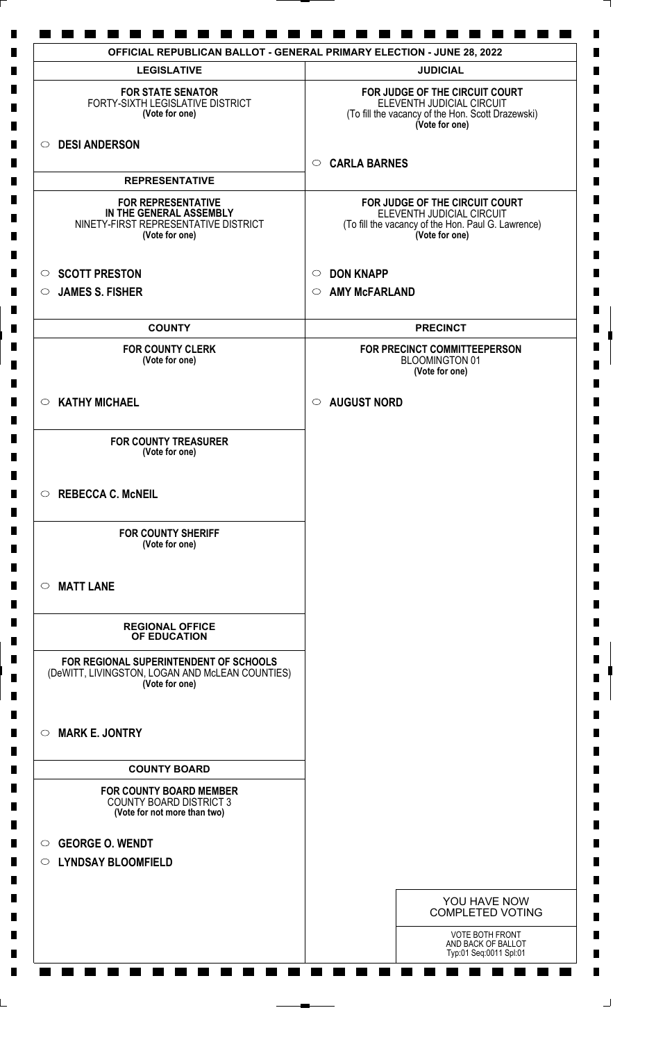# OFFICIAL REPUBLICAN BALLOT - GENERAL PRIMARY ELECTION - JUNE 28, 2022

## LEGISLATIVE

**FOR STATE SENATOR**
FORTY-SIXTH LEGISLATIVE DISTRICT
**(Vote for one)**

○ **DESI ANDERSON**

## REPRESENTATIVE

**FOR REPRESENTATIVE IN THE GENERAL ASSEMBLY**
NINETY-FIRST REPRESENTATIVE DISTRICT
**(Vote for one)**

○ **SCOTT PRESTON**
○ **JAMES S. FISHER**

## COUNTY

**FOR COUNTY CLERK**
**(Vote for one)**

○ **KATHY MICHAEL**

**FOR COUNTY TREASURER**
**(Vote for one)**

○ **REBECCA C. McNEIL**

**FOR COUNTY SHERIFF**
**(Vote for one)**

○ **MATT LANE**

## REGIONAL OFFICE OF EDUCATION

**FOR REGIONAL SUPERINTENDENT OF SCHOOLS**
(DeWITT, LIVINGSTON, LOGAN AND McLEAN COUNTIES)
**(Vote for one)**

○ **MARK E. JONTRY**

## COUNTY BOARD

**FOR COUNTY BOARD MEMBER**
COUNTY BOARD DISTRICT 3
**(Vote for not more than two)**

○ **GEORGE O. WENDT**
○ **LYNDSAY BLOOMFIELD**

## JUDICIAL

**FOR JUDGE OF THE CIRCUIT COURT**
ELEVENTH JUDICIAL CIRCUIT
(To fill the vacancy of the Hon. Scott Drazewski)
**(Vote for one)**

○ **CARLA BARNES**

**FOR JUDGE OF THE CIRCUIT COURT**
ELEVENTH JUDICIAL CIRCUIT
(To fill the vacancy of the Hon. Paul G. Lawrence)
**(Vote for one)**

○ **DON KNAPP**
○ **AMY McFARLAND**

## PRECINCT

**FOR PRECINCT COMMITTEEPERSON**
BLOOMINGTON 01
**(Vote for one)**

○ **AUGUST NORD**

YOU HAVE NOW COMPLETED VOTING

VOTE BOTH FRONT AND BACK OF BALLOT
Typ:01 Seq:0011 Spl:01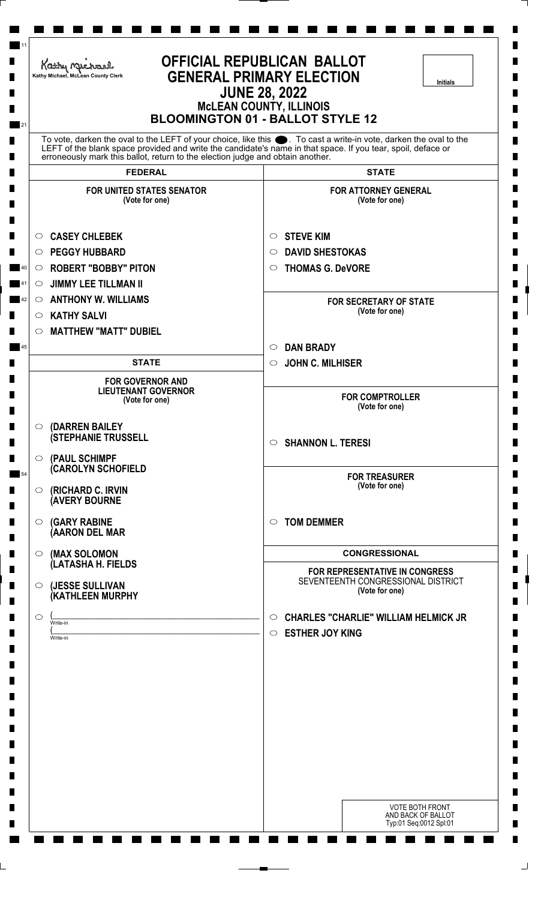Kathy Michael, McLean County Clerk

# OFFICIAL REPUBLICAN BALLOT
# GENERAL PRIMARY ELECTION
## JUNE 28, 2022
## McLEAN COUNTY, ILLINOIS
## BLOOMINGTON 01 - BALLOT STYLE 12

Initials

To vote, darken the oval to the LEFT of your choice, like this ●. To cast a write-in vote, darken the oval to the LEFT of the blank space provided and write the candidate's name in that space. If you tear, spoil, deface or erroneously mark this ballot, return to the election judge and obtain another.

## FEDERAL

### FOR UNITED STATES SENATOR
(Vote for one)

- ○ CASEY CHLEBEK
- ○ PEGGY HUBBARD
- ○ ROBERT "BOBBY" PITON
- ○ JIMMY LEE TILLMAN II
- ○ ANTHONY W. WILLIAMS
- ○ KATHY SALVI
- ○ MATTHEW "MATT" DUBIEL

## STATE

### FOR GOVERNOR AND LIEUTENANT GOVERNOR
(Vote for one)

- ○ (DARREN BAILEY (STEPHANIE TRUSSELL
- ○ (PAUL SCHIMPF (CAROLYN SCHOFIELD
- ○ (RICHARD C. IRVIN (AVERY BOURNE
- ○ (GARY RABINE (AARON DEL MAR
- ○ (MAX SOLOMON (LATASHA H. FIELDS
- ○ (JESSE SULLIVAN (KATHLEEN MURPHY
- ○ (\_\_\_\_\_\_\_\_\_\_\_\_ Write-in (\_\_\_\_\_\_\_\_\_\_\_\_ Write-in

## STATE

### FOR ATTORNEY GENERAL
(Vote for one)

- ○ STEVE KIM
- ○ DAVID SHESTOKAS
- ○ THOMAS G. DeVORE

### FOR SECRETARY OF STATE
(Vote for one)

- ○ DAN BRADY
- ○ JOHN C. MILHISER

### FOR COMPTROLLER
(Vote for one)

- ○ SHANNON L. TERESI

### FOR TREASURER
(Vote for one)

- ○ TOM DEMMER

## CONGRESSIONAL

### FOR REPRESENTATIVE IN CONGRESS
SEVENTEENTH CONGRESSIONAL DISTRICT
(Vote for one)

- ○ CHARLES "CHARLIE" WILLIAM HELMICK JR
- ○ ESTHER JOY KING

VOTE BOTH FRONT AND BACK OF BALLOT
Typ:01 Seq:0012 Spl:01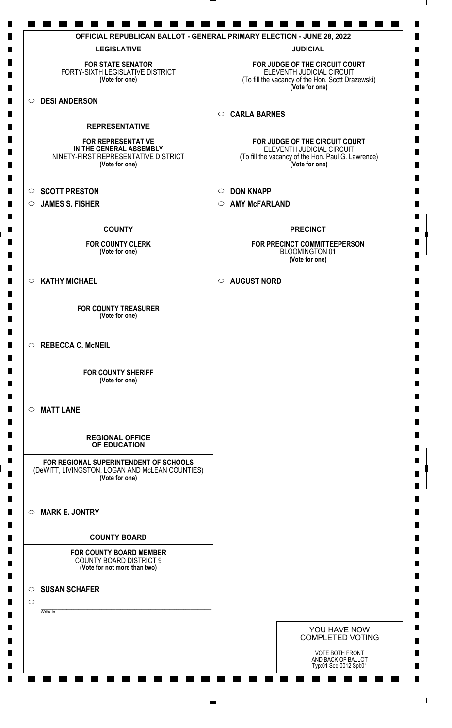# OFFICIAL REPUBLICAN BALLOT - GENERAL PRIMARY ELECTION - JUNE 28, 2022

## LEGISLATIVE

**FOR STATE SENATOR**
FORTY-SIXTH LEGISLATIVE DISTRICT
**(Vote for one)**

- ○ **DESI ANDERSON**

## REPRESENTATIVE

**FOR REPRESENTATIVE IN THE GENERAL ASSEMBLY**
NINETY-FIRST REPRESENTATIVE DISTRICT
**(Vote for one)**

- ○ **SCOTT PRESTON**
- ○ **JAMES S. FISHER**

## COUNTY

**FOR COUNTY CLERK**
**(Vote for one)**

- ○ **KATHY MICHAEL**

**FOR COUNTY TREASURER**
**(Vote for one)**

- ○ **REBECCA C. McNEIL**

**FOR COUNTY SHERIFF**
**(Vote for one)**

- ○ **MATT LANE**

## REGIONAL OFFICE OF EDUCATION

**FOR REGIONAL SUPERINTENDENT OF SCHOOLS**
(DeWITT, LIVINGSTON, LOGAN AND McLEAN COUNTIES)
**(Vote for one)**

- ○ **MARK E. JONTRY**

## COUNTY BOARD

**FOR COUNTY BOARD MEMBER**
COUNTY BOARD DISTRICT 9
**(Vote for not more than two)**

- ○ **SUSAN SCHAFER**
- ○ ____________________ Write-in

## JUDICIAL

**FOR JUDGE OF THE CIRCUIT COURT**
ELEVENTH JUDICIAL CIRCUIT
(To fill the vacancy of the Hon. Scott Drazewski)
**(Vote for one)**

- ○ **CARLA BARNES**

**FOR JUDGE OF THE CIRCUIT COURT**
ELEVENTH JUDICIAL CIRCUIT
(To fill the vacancy of the Hon. Paul G. Lawrence)
**(Vote for one)**

- ○ **DON KNAPP**
- ○ **AMY McFARLAND**

## PRECINCT

**FOR PRECINCT COMMITTEEPERSON**
BLOOMINGTON 01
**(Vote for one)**

- ○ **AUGUST NORD**

YOU HAVE NOW COMPLETED VOTING

VOTE BOTH FRONT AND BACK OF BALLOT
Typ:01 Seq:0012 Spl:01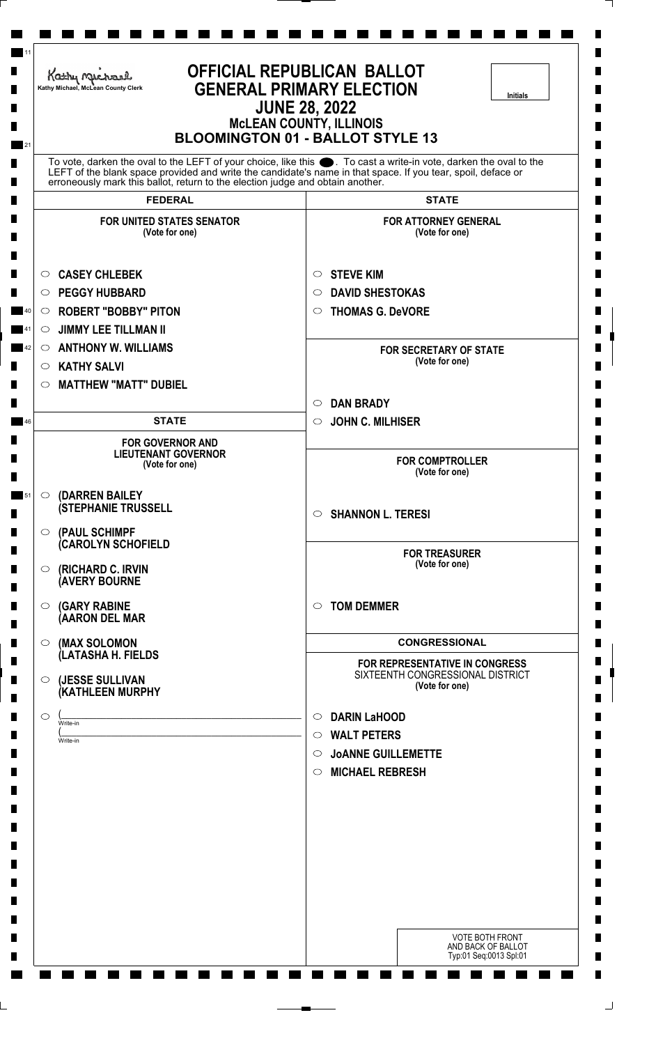Kathy Michael, McLean County Clerk

# OFFICIAL REPUBLICAN BALLOT
# GENERAL PRIMARY ELECTION
## JUNE 28, 2022
## McLEAN COUNTY, ILLINOIS
## BLOOMINGTON 01 - BALLOT STYLE 13

Initials

To vote, darken the oval to the LEFT of your choice, like this ●. To cast a write-in vote, darken the oval to the LEFT of the blank space provided and write the candidate's name in that space. If you tear, spoil, deface or erroneously mark this ballot, return to the election judge and obtain another.

## FEDERAL

### FOR UNITED STATES SENATOR
(Vote for one)

- ○ CASEY CHLEBEK
- ○ PEGGY HUBBARD
- ○ ROBERT "BOBBY" PITON
- ○ JIMMY LEE TILLMAN II
- ○ ANTHONY W. WILLIAMS
- ○ KATHY SALVI
- ○ MATTHEW "MATT" DUBIEL

## STATE

### FOR GOVERNOR AND LIEUTENANT GOVERNOR
(Vote for one)

- ○ (DARREN BAILEY (STEPHANIE TRUSSELL
- ○ (PAUL SCHIMPF (CAROLYN SCHOFIELD
- ○ (RICHARD C. IRVIN (AVERY BOURNE
- ○ (GARY RABINE (AARON DEL MAR
- ○ (MAX SOLOMON (LATASHA H. FIELDS
- ○ (JESSE SULLIVAN (KATHLEEN MURPHY
- ○ (\_\_\_\_\_\_\_\_\_\_ Write-in (\_\_\_\_\_\_\_\_\_\_ Write-in

## STATE

### FOR ATTORNEY GENERAL
(Vote for one)

- ○ STEVE KIM
- ○ DAVID SHESTOKAS
- ○ THOMAS G. DeVORE

### FOR SECRETARY OF STATE
(Vote for one)

- ○ DAN BRADY
- ○ JOHN C. MILHISER

### FOR COMPTROLLER
(Vote for one)

- ○ SHANNON L. TERESI

### FOR TREASURER
(Vote for one)

- ○ TOM DEMMER

## CONGRESSIONAL

### FOR REPRESENTATIVE IN CONGRESS
SIXTEENTH CONGRESSIONAL DISTRICT
(Vote for one)

- ○ DARIN LaHOOD
- ○ WALT PETERS
- ○ JoANNE GUILLEMETTE
- ○ MICHAEL REBRESH

VOTE BOTH FRONT AND BACK OF BALLOT
Typ:01 Seq:0013 Spl:01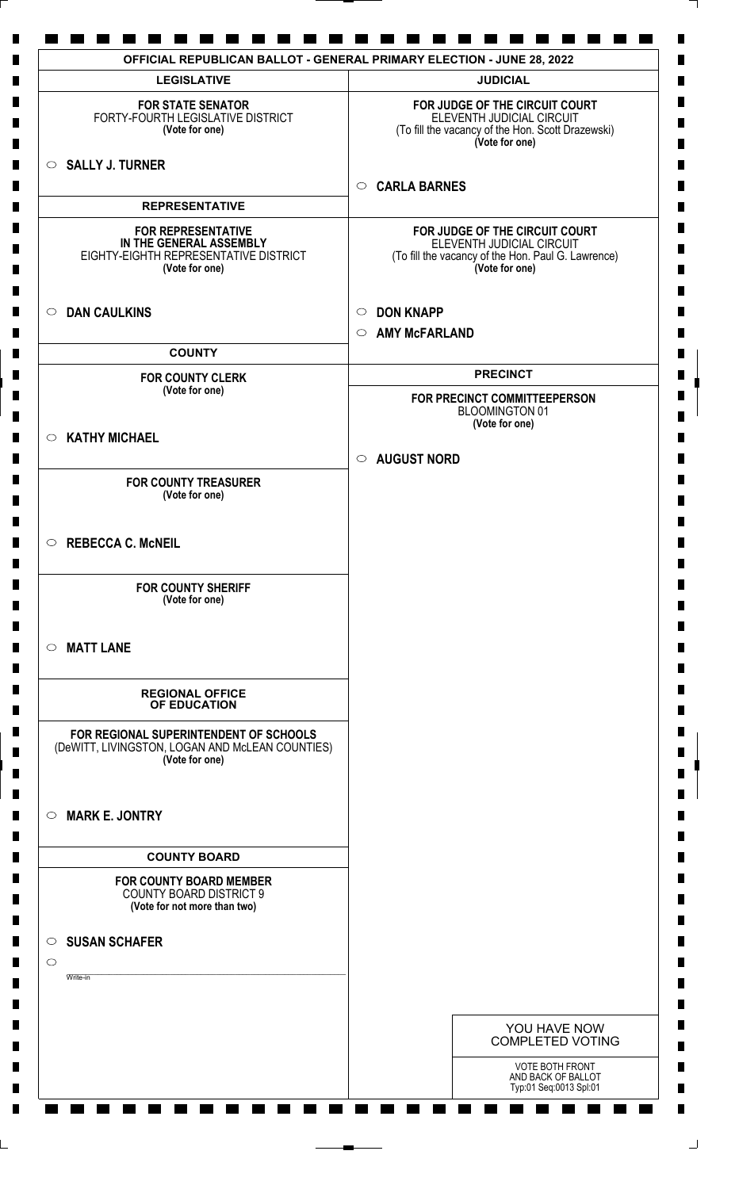# OFFICIAL REPUBLICAN BALLOT - GENERAL PRIMARY ELECTION - JUNE 28, 2022

## LEGISLATIVE

**FOR STATE SENATOR**
FORTY-FOURTH LEGISLATIVE DISTRICT
**(Vote for one)**

- ○ **SALLY J. TURNER**

## REPRESENTATIVE

**FOR REPRESENTATIVE IN THE GENERAL ASSEMBLY**
EIGHTY-EIGHTH REPRESENTATIVE DISTRICT
**(Vote for one)**

- ○ **DAN CAULKINS**

## COUNTY

**FOR COUNTY CLERK**
**(Vote for one)**

- ○ **KATHY MICHAEL**

**FOR COUNTY TREASURER**
**(Vote for one)**

- ○ **REBECCA C. McNEIL**

**FOR COUNTY SHERIFF**
**(Vote for one)**

- ○ **MATT LANE**

## REGIONAL OFFICE OF EDUCATION

**FOR REGIONAL SUPERINTENDENT OF SCHOOLS**
(DeWITT, LIVINGSTON, LOGAN AND McLEAN COUNTIES)
**(Vote for one)**

- ○ **MARK E. JONTRY**

## COUNTY BOARD

**FOR COUNTY BOARD MEMBER**
COUNTY BOARD DISTRICT 9
**(Vote for not more than two)**

- ○ **SUSAN SCHAFER**
- ○ ____________________ Write-in

## JUDICIAL

**FOR JUDGE OF THE CIRCUIT COURT**
ELEVENTH JUDICIAL CIRCUIT
(To fill the vacancy of the Hon. Scott Drazewski)
**(Vote for one)**

- ○ **CARLA BARNES**

**FOR JUDGE OF THE CIRCUIT COURT**
ELEVENTH JUDICIAL CIRCUIT
(To fill the vacancy of the Hon. Paul G. Lawrence)
**(Vote for one)**

- ○ **DON KNAPP**
- ○ **AMY McFARLAND**

## PRECINCT

**FOR PRECINCT COMMITTEEPERSON**
BLOOMINGTON 01
**(Vote for one)**

- ○ **AUGUST NORD**

YOU HAVE NOW COMPLETED VOTING

VOTE BOTH FRONT AND BACK OF BALLOT
Typ:01 Seq:0013 Spl:01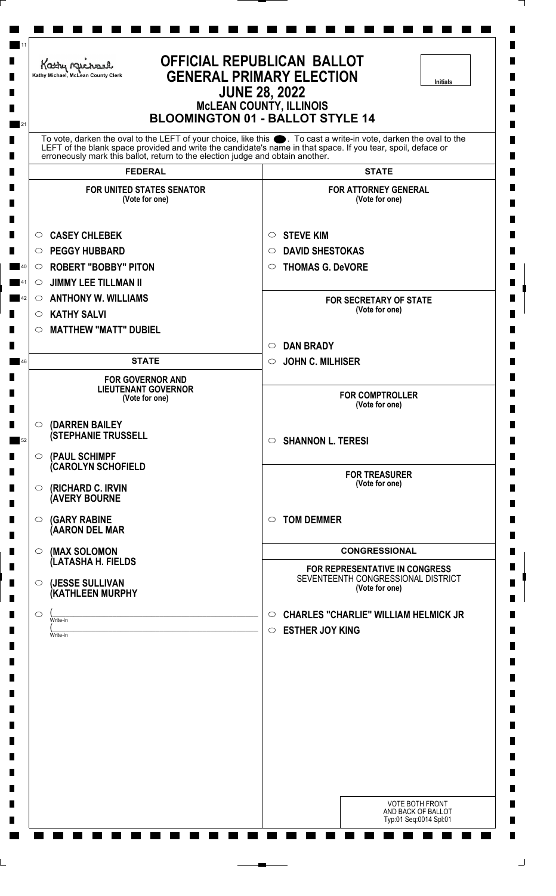Kathy Michael, McLean County Clerk

# OFFICIAL REPUBLICAN BALLOT
# GENERAL PRIMARY ELECTION
## JUNE 28, 2022
### McLEAN COUNTY, ILLINOIS
### BLOOMINGTON 01 - BALLOT STYLE 14

Initials

To vote, darken the oval to the LEFT of your choice, like this ●. To cast a write-in vote, darken the oval to the LEFT of the blank space provided and write the candidate's name in that space. If you tear, spoil, deface or erroneously mark this ballot, return to the election judge and obtain another.

## FEDERAL

### FOR UNITED STATES SENATOR
(Vote for one)

- ○ CASEY CHLEBEK
- ○ PEGGY HUBBARD
- ○ ROBERT "BOBBY" PITON
- ○ JIMMY LEE TILLMAN II
- ○ ANTHONY W. WILLIAMS
- ○ KATHY SALVI
- ○ MATTHEW "MATT" DUBIEL

## STATE

### FOR GOVERNOR AND LIEUTENANT GOVERNOR
(Vote for one)

- ○ (DARREN BAILEY (STEPHANIE TRUSSELL
- ○ (PAUL SCHIMPF (CAROLYN SCHOFIELD
- ○ (RICHARD C. IRVIN (AVERY BOURNE
- ○ (GARY RABINE (AARON DEL MAR
- ○ (MAX SOLOMON (LATASHA H. FIELDS
- ○ (JESSE SULLIVAN (KATHLEEN MURPHY
- ○ (\_\_\_\_\_\_\_\_\_\_ Write-in (\_\_\_\_\_\_\_\_\_\_ Write-in

## STATE

### FOR ATTORNEY GENERAL
(Vote for one)

- ○ STEVE KIM
- ○ DAVID SHESTOKAS
- ○ THOMAS G. DeVORE

### FOR SECRETARY OF STATE
(Vote for one)

- ○ DAN BRADY
- ○ JOHN C. MILHISER

### FOR COMPTROLLER
(Vote for one)

- ○ SHANNON L. TERESI

### FOR TREASURER
(Vote for one)

- ○ TOM DEMMER

## CONGRESSIONAL

### FOR REPRESENTATIVE IN CONGRESS
SEVENTEENTH CONGRESSIONAL DISTRICT
(Vote for one)

- ○ CHARLES "CHARLIE" WILLIAM HELMICK JR
- ○ ESTHER JOY KING

VOTE BOTH FRONT AND BACK OF BALLOT
Typ:01 Seq:0014 Spl:01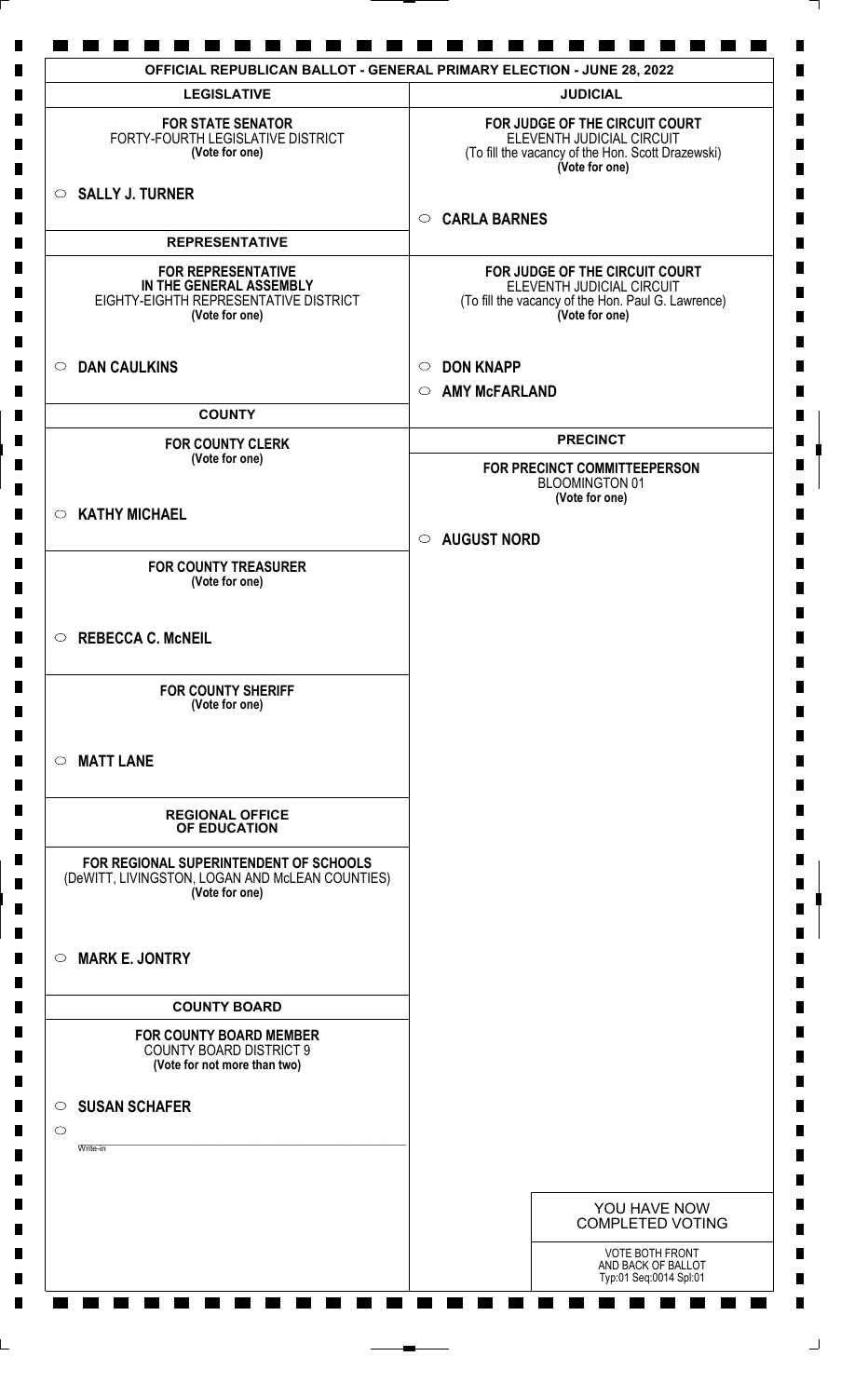# OFFICIAL REPUBLICAN BALLOT - GENERAL PRIMARY ELECTION - JUNE 28, 2022

## LEGISLATIVE

**FOR STATE SENATOR**
FORTY-FOURTH LEGISLATIVE DISTRICT
**(Vote for one)**

○ **SALLY J. TURNER**

## REPRESENTATIVE

**FOR REPRESENTATIVE IN THE GENERAL ASSEMBLY**
EIGHTY-EIGHTH REPRESENTATIVE DISTRICT
**(Vote for one)**

○ **DAN CAULKINS**

## COUNTY

**FOR COUNTY CLERK**
**(Vote for one)**

○ **KATHY MICHAEL**

**FOR COUNTY TREASURER**
**(Vote for one)**

○ **REBECCA C. McNEIL**

**FOR COUNTY SHERIFF**
**(Vote for one)**

○ **MATT LANE**

## REGIONAL OFFICE OF EDUCATION

**FOR REGIONAL SUPERINTENDENT OF SCHOOLS**
(DeWITT, LIVINGSTON, LOGAN AND McLEAN COUNTIES)
**(Vote for one)**

○ **MARK E. JONTRY**

## COUNTY BOARD

**FOR COUNTY BOARD MEMBER**
COUNTY BOARD DISTRICT 9
**(Vote for not more than two)**

○ **SUSAN SCHAFER**

○ ____________________
Write-in

## JUDICIAL

**FOR JUDGE OF THE CIRCUIT COURT**
ELEVENTH JUDICIAL CIRCUIT
(To fill the vacancy of the Hon. Scott Drazewski)
**(Vote for one)**

○ **CARLA BARNES**

**FOR JUDGE OF THE CIRCUIT COURT**
ELEVENTH JUDICIAL CIRCUIT
(To fill the vacancy of the Hon. Paul G. Lawrence)
**(Vote for one)**

○ **DON KNAPP**

○ **AMY McFARLAND**

## PRECINCT

**FOR PRECINCT COMMITTEEPERSON**
BLOOMINGTON 01
**(Vote for one)**

○ **AUGUST NORD**

YOU HAVE NOW COMPLETED VOTING

VOTE BOTH FRONT AND BACK OF BALLOT
Typ:01 Seq:0014 Spl:01